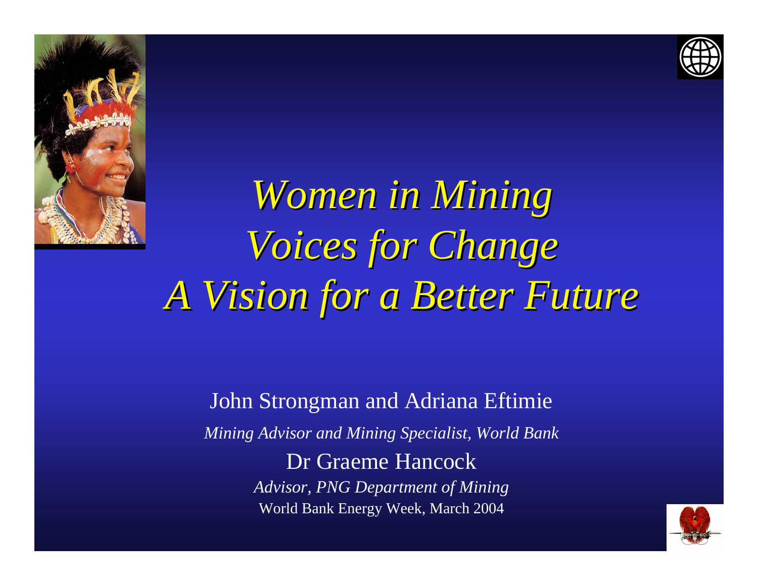# *Women in Mining*
# *Voices for Change*
# *A Vision for a Better Future*

John Strongman and Adriana Eftimie

*Mining Advisor and Mining Specialist, World Bank*

Dr Graeme Hancock

*Advisor, PNG Department of Mining*

World Bank Energy Week, March 2004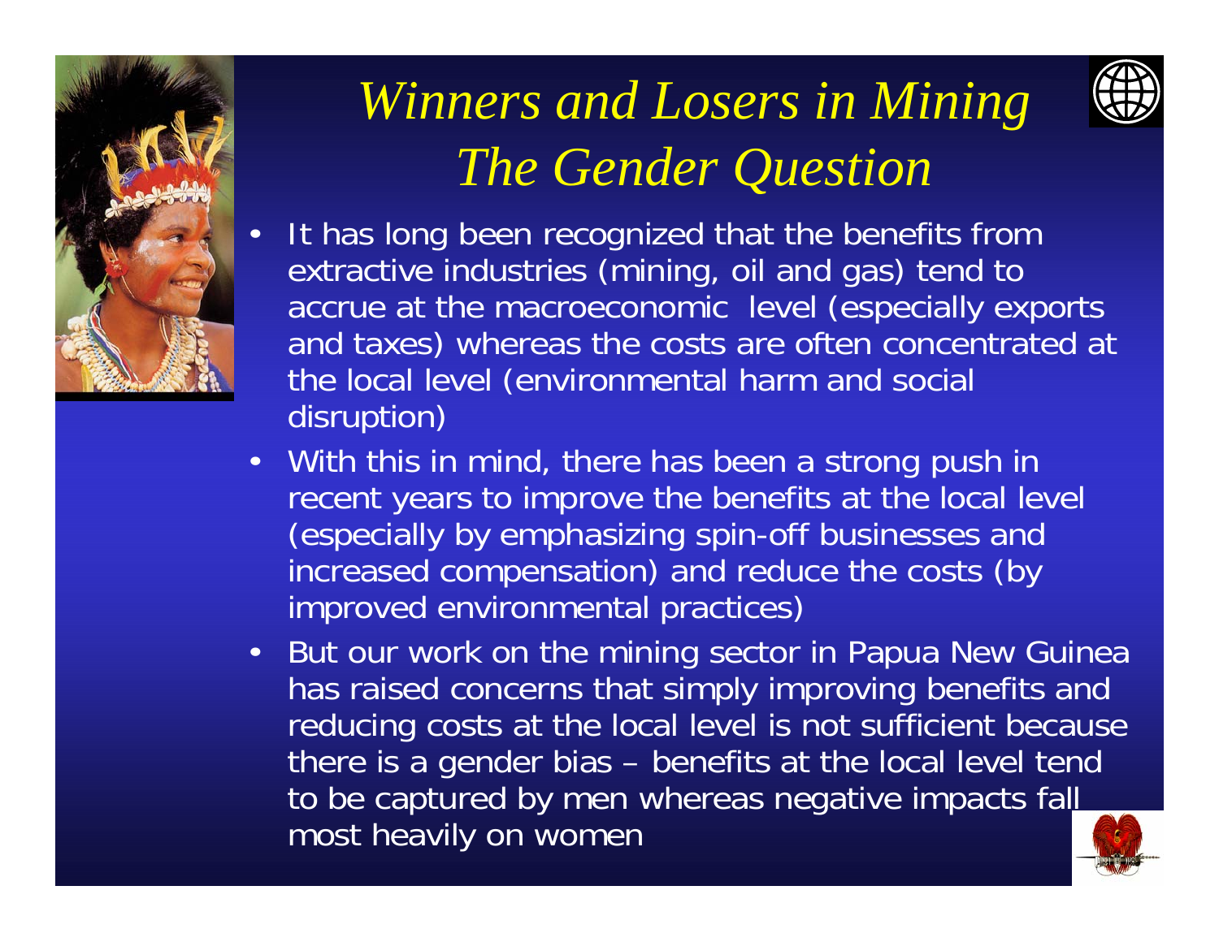# *Winners and Losers in Mining The Gender Question*

- It has long been recognized that the benefits from extractive industries (mining, oil and gas) tend to accrue at the macroeconomic level (especially exports and taxes) whereas the costs are often concentrated at the local level (environmental harm and social disruption)
- With this in mind, there has been a strong push in recent years to improve the benefits at the local level (especially by emphasizing spin-off businesses and increased compensation) and reduce the costs (by improved environmental practices)
- But our work on the mining sector in Papua New Guinea has raised concerns that simply improving benefits and reducing costs at the local level is not sufficient because there is a gender bias – benefits at the local level tend to be captured by men whereas negative impacts fall most heavily on women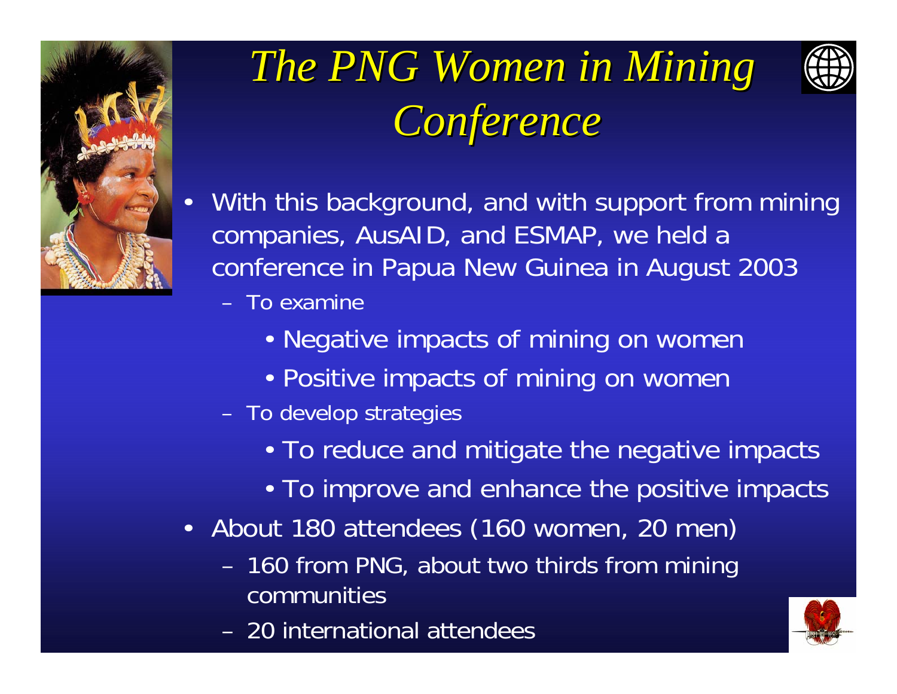# *The PNG Women in Mining Conference*

- With this background, and with support from mining companies, AusAID, and ESMAP, we held a conference in Papua New Guinea in August 2003
  - To examine
    - Negative impacts of mining on women
    - Positive impacts of mining on women
  - To develop strategies
    - To reduce and mitigate the negative impacts
    - To improve and enhance the positive impacts
- About 180 attendees (160 women, 20 men)
  - 160 from PNG, about two thirds from mining communities
  - 20 international attendees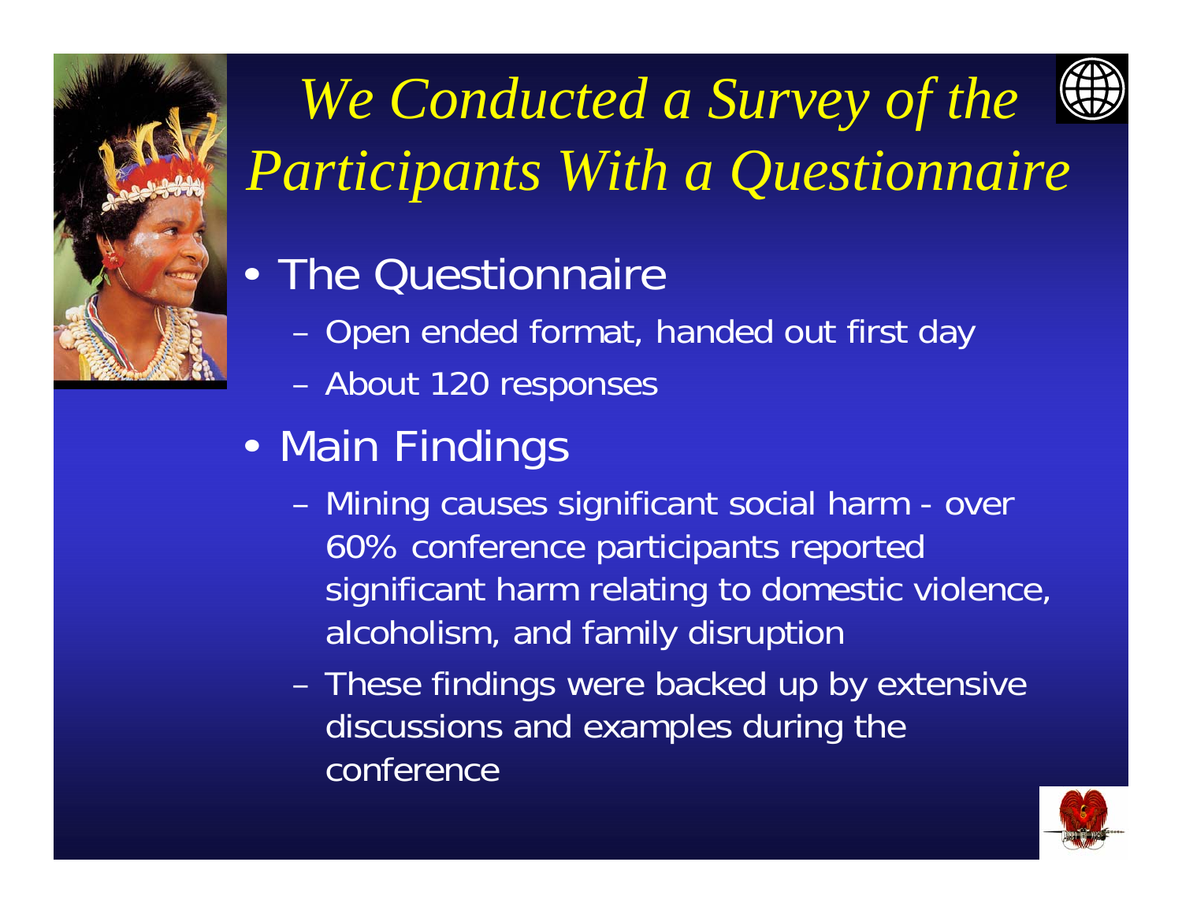# *We Conducted a Survey of the Participants With a Questionnaire*

- The Questionnaire
  - Open ended format, handed out first day
  - About 120 responses
- Main Findings
  - Mining causes significant social harm - over 60% conference participants reported significant harm relating to domestic violence, alcoholism, and family disruption
  - These findings were backed up by extensive discussions and examples during the conference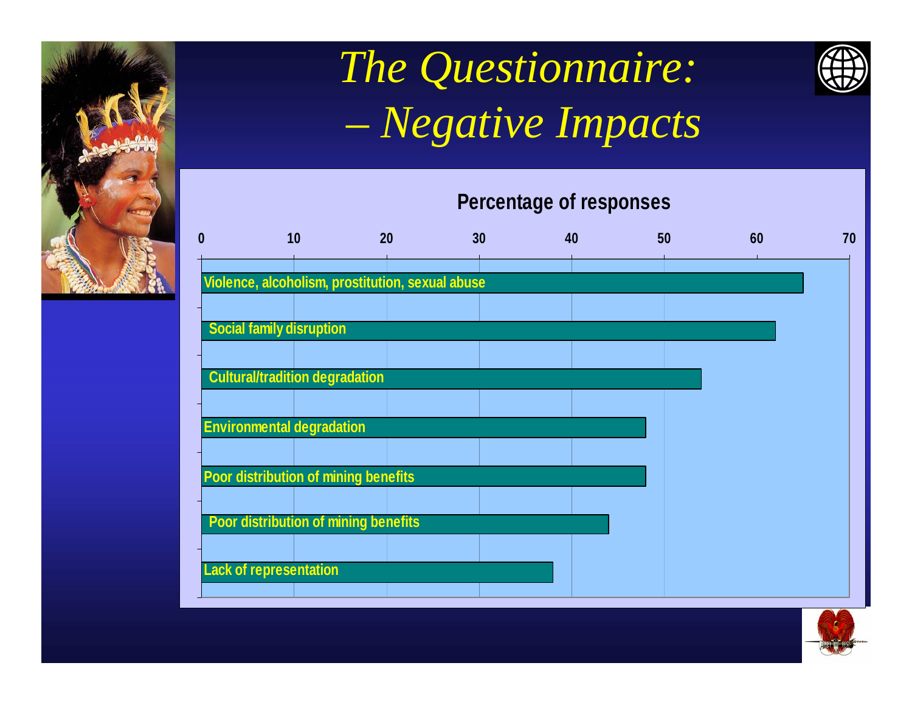# The Questionnaire: – Negative Impacts

**Percentage of responses**

| Negative impact | Percentage of responses |
|---|---|
| Violence, alcoholism, prostitution, sexual abuse | ~65 |
| Social family disruption | ~62 |
| Cultural/tradition degradation | ~54 |
| Environmental degradation | ~48 |
| Poor distribution of mining benefits | ~48 |
| Poor distribution of mining benefits | ~44 |
| Lack of representation | ~38 |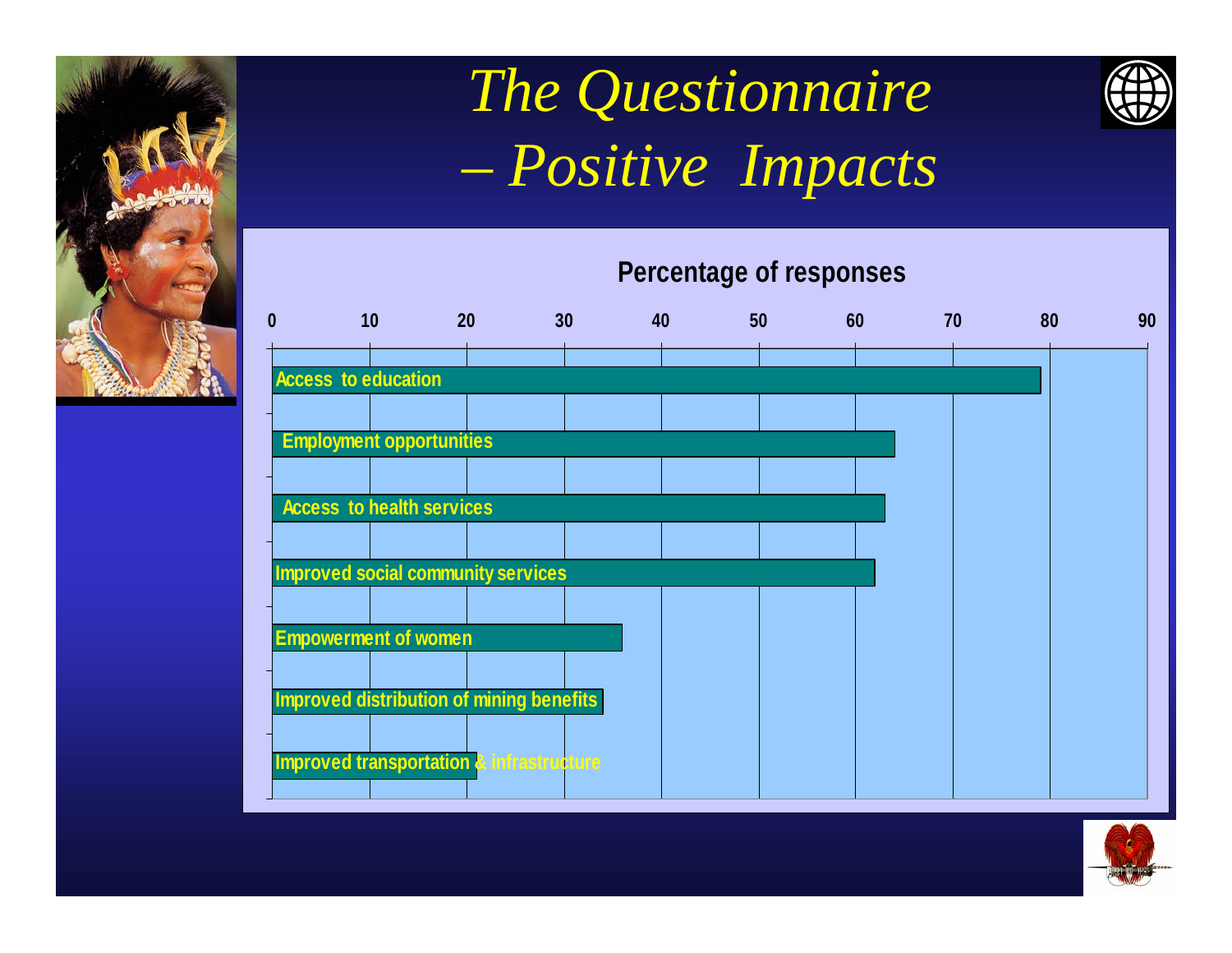# *The Questionnaire – Positive Impacts*

**Percentage of responses**

| Positive impact | Percentage of responses (approx.) |
|---|---|
| Access to education | 79 |
| Employment opportunities | 64 |
| Access to health services | 63 |
| Improved social community services | 62 |
| Empowerment of women | 36 |
| Improved distribution of mining benefits | 34 |
| Improved transportation & infrastructure | 21 |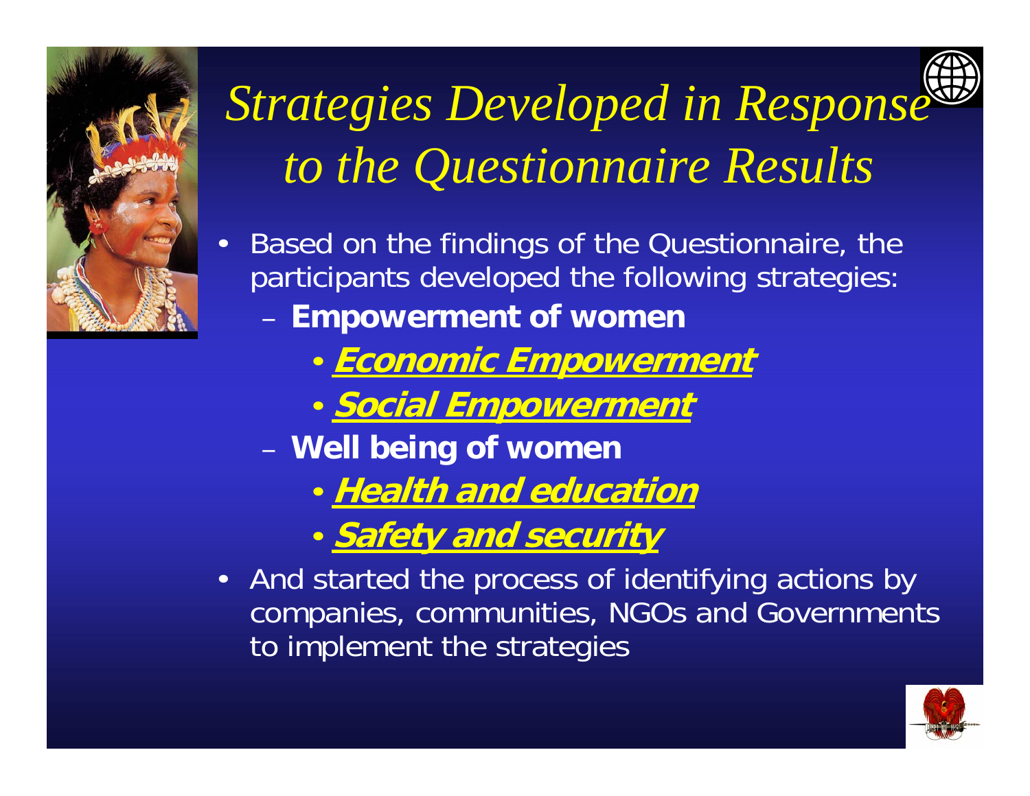# *Strategies Developed in Response to the Questionnaire Results*

- Based on the findings of the Questionnaire, the participants developed the following strategies:
  - **Empowerment of women**
    - ***Economic Empowerment***
    - ***Social Empowerment***
  - **Well being of women**
    - ***Health and education***
    - ***Safety and security***
- And started the process of identifying actions by companies, communities, NGOs and Governments to implement the strategies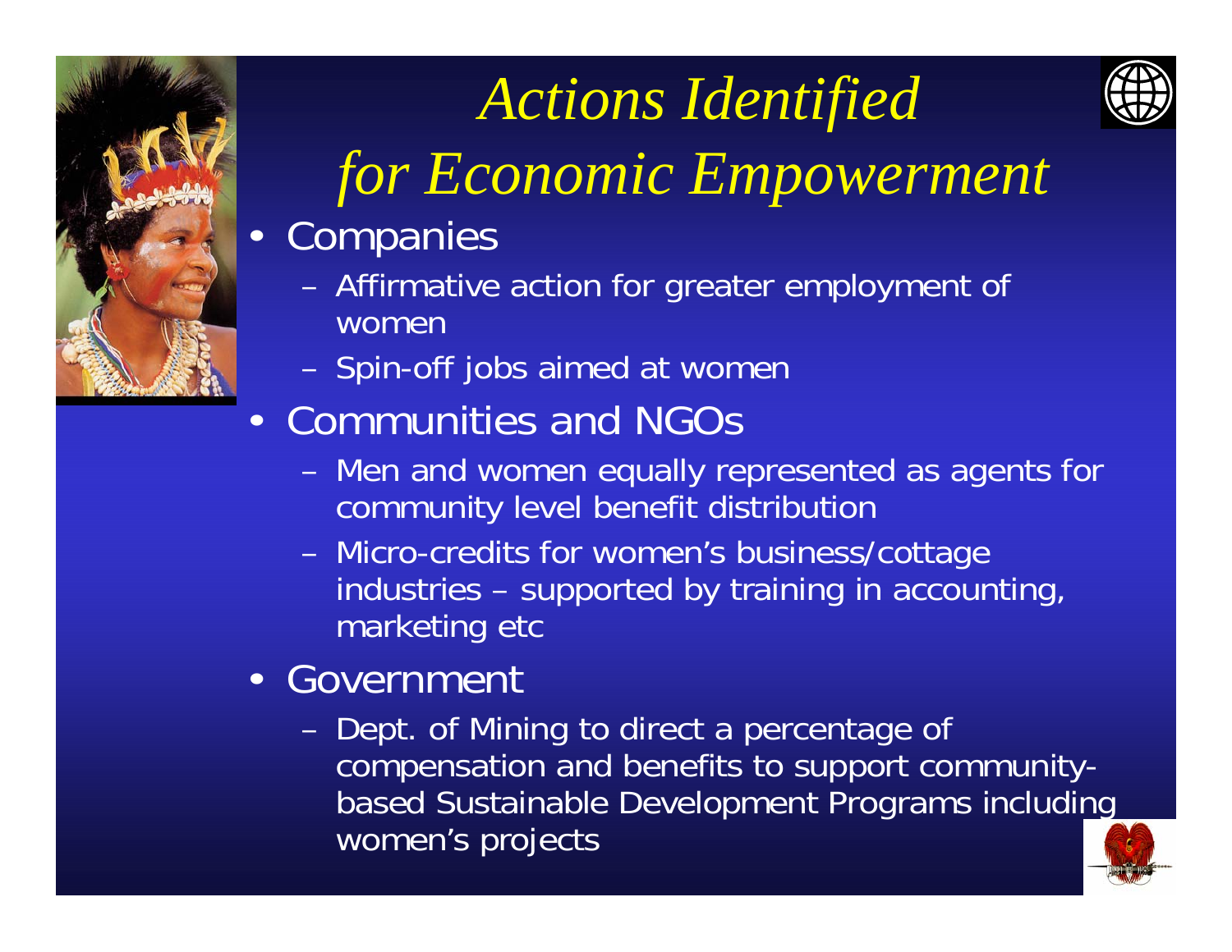# *Actions Identified for Economic Empowerment*

- Companies
  - Affirmative action for greater employment of women
  - Spin-off jobs aimed at women
- Communities and NGOs
  - Men and women equally represented as agents for community level benefit distribution
  - Micro-credits for women's business/cottage industries – supported by training in accounting, marketing etc
- Government
  - Dept. of Mining to direct a percentage of compensation and benefits to support community-based Sustainable Development Programs including women's projects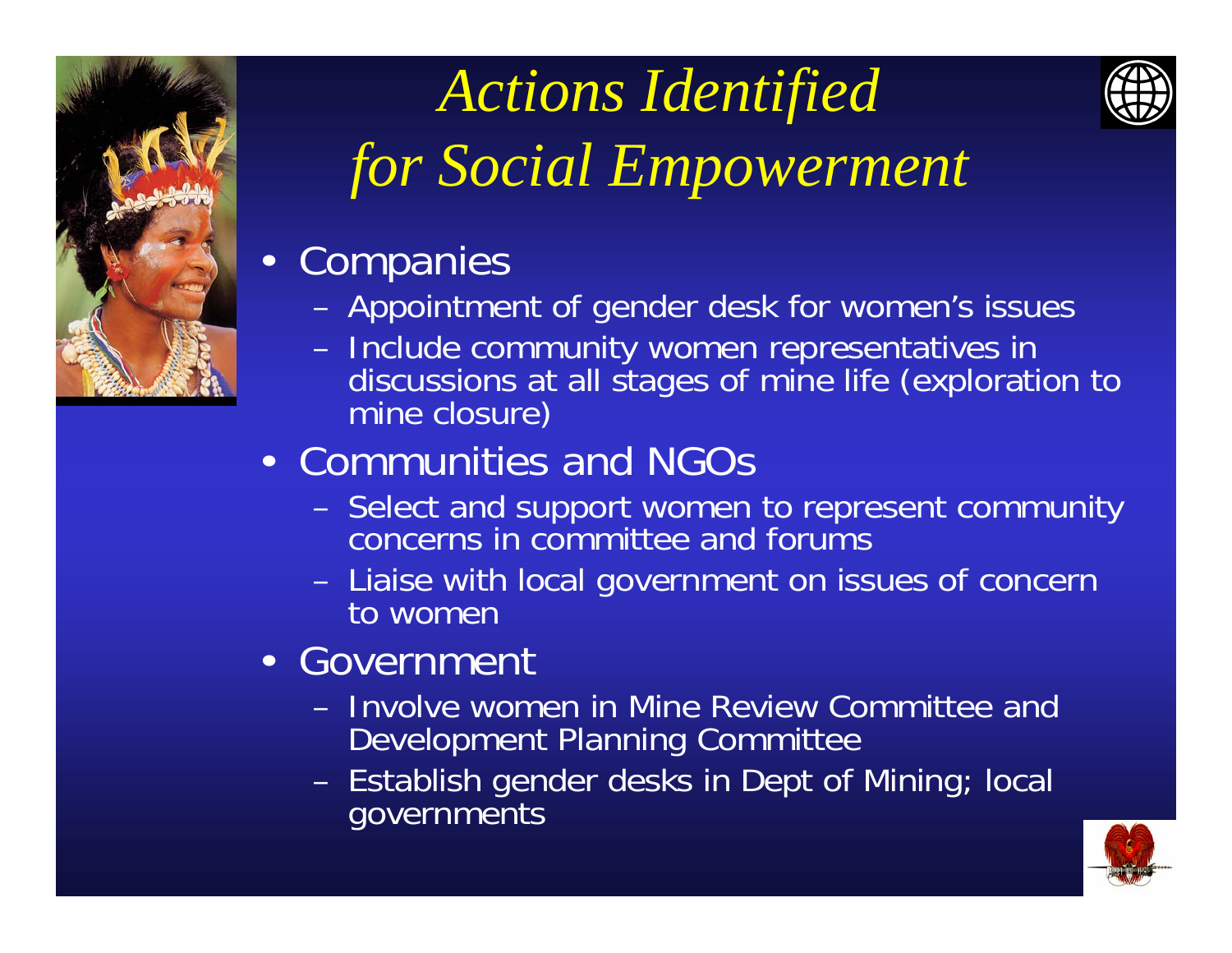# *Actions Identified for Social Empowerment*

- Companies
  - Appointment of gender desk for women's issues
  - Include community women representatives in discussions at all stages of mine life (exploration to mine closure)
- Communities and NGOs
  - Select and support women to represent community concerns in committee and forums
  - Liaise with local government on issues of concern to women
- Government
  - Involve women in Mine Review Committee and Development Planning Committee
  - Establish gender desks in Dept of Mining; local governments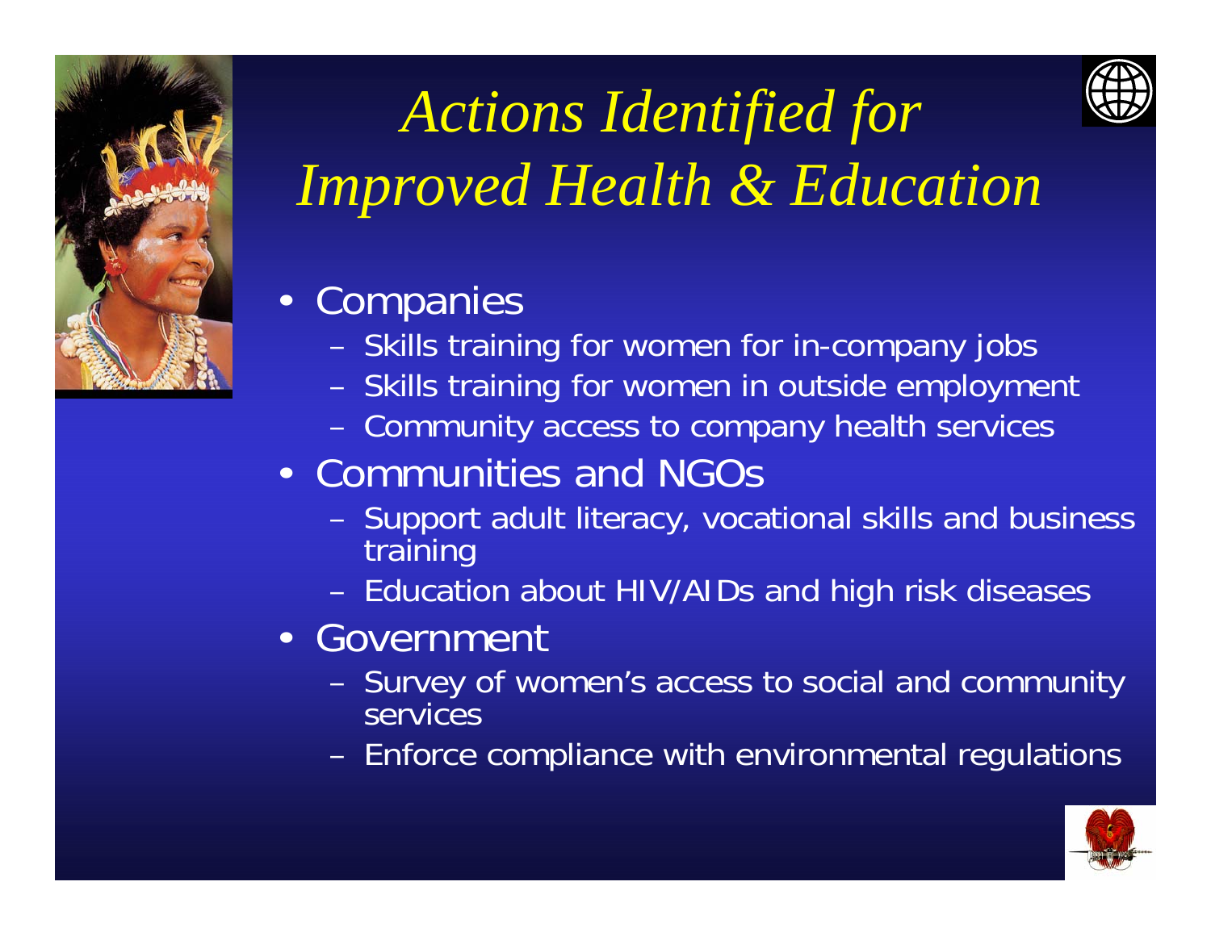# *Actions Identified for Improved Health & Education*

- Companies
  - Skills training for women for in-company jobs
  - Skills training for women in outside employment
  - Community access to company health services
- Communities and NGOs
  - Support adult literacy, vocational skills and business training
  - Education about HIV/AIDs and high risk diseases
- Government
  - Survey of women's access to social and community services
  - Enforce compliance with environmental regulations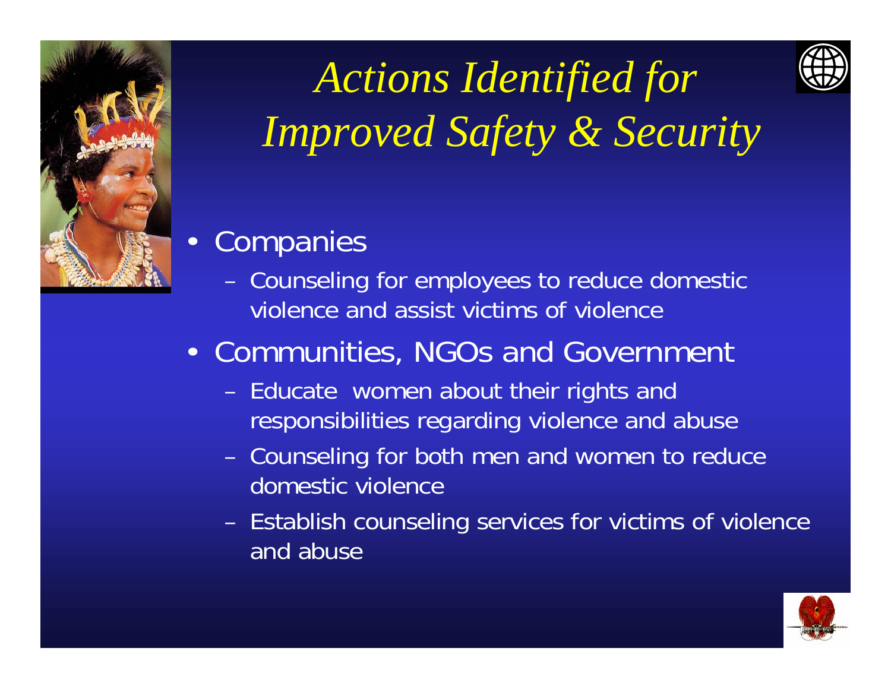# *Actions Identified for Improved Safety & Security*

- Companies
  - Counseling for employees to reduce domestic violence and assist victims of violence
- Communities, NGOs and Government
  - Educate women about their rights and responsibilities regarding violence and abuse
  - Counseling for both men and women to reduce domestic violence
  - Establish counseling services for victims of violence and abuse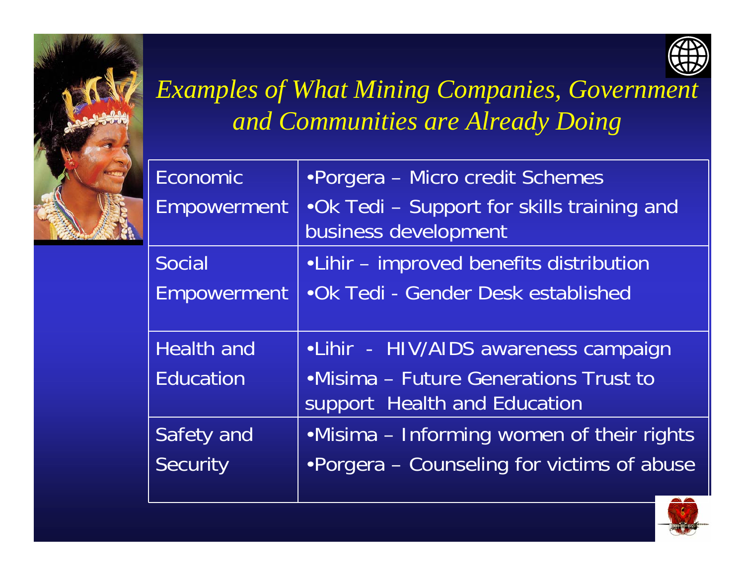# *Examples of What Mining Companies, Government and Communities are Already Doing*

| | |
|---|---|
| Economic Empowerment | •Porgera – Micro credit Schemes<br>•Ok Tedi – Support for skills training and business development |
| Social Empowerment | •Lihir – improved benefits distribution<br>•Ok Tedi - Gender Desk established |
| Health and Education | •Lihir - HIV/AIDS awareness campaign<br>•Misima – Future Generations Trust to support Health and Education |
| Safety and Security | •Misima – Informing women of their rights<br>•Porgera – Counseling for victims of abuse |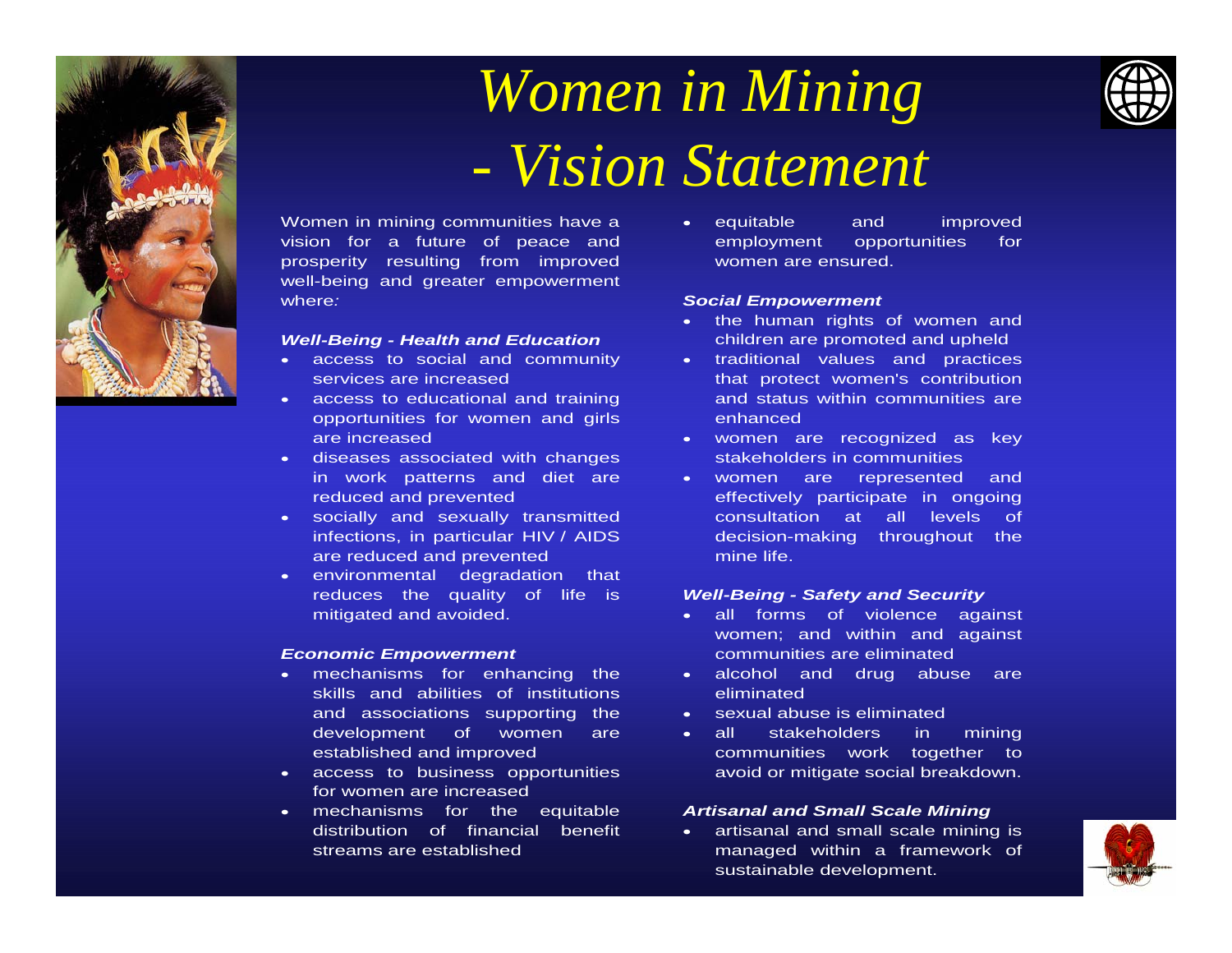# *Women in Mining - Vision Statement*

Women in mining communities have a vision for a future of peace and prosperity resulting from improved well-being and greater empowerment where*:*

***Well-Being - Health and Education***

- access to social and community services are increased
- access to educational and training opportunities for women and girls are increased
- diseases associated with changes in work patterns and diet are reduced and prevented
- socially and sexually transmitted infections, in particular HIV / AIDS are reduced and prevented
- environmental degradation that reduces the quality of life is mitigated and avoided.

***Economic Empowerment***

- mechanisms for enhancing the skills and abilities of institutions and associations supporting the development of women are established and improved
- access to business opportunities for women are increased
- mechanisms for the equitable distribution of financial benefit streams are established
- equitable and improved employment opportunities for women are ensured.

***Social Empowerment***

- the human rights of women and children are promoted and upheld
- traditional values and practices that protect women's contribution and status within communities are enhanced
- women are recognized as key stakeholders in communities
- women are represented and effectively participate in ongoing consultation at all levels of decision-making throughout the mine life.

***Well-Being - Safety and Security***

- all forms of violence against women; and within and against communities are eliminated
- alcohol and drug abuse are eliminated
- sexual abuse is eliminated
- all stakeholders in mining communities work together to avoid or mitigate social breakdown.

***Artisanal and Small Scale Mining***

- artisanal and small scale mining is managed within a framework of sustainable development.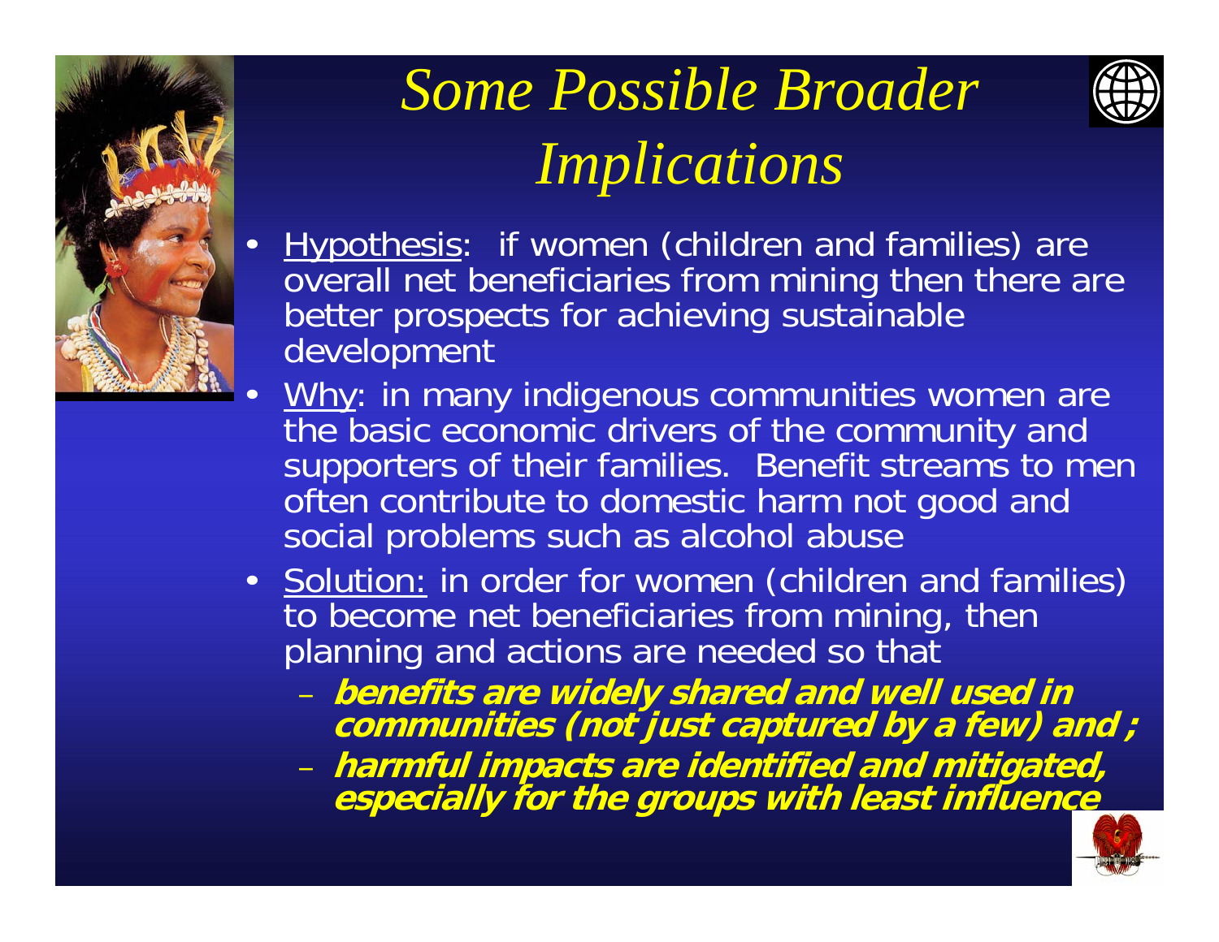# *Some Possible Broader Implications*

- Hypothesis: if women (children and families) are overall net beneficiaries from mining then there are better prospects for achieving sustainable development
- Why: in many indigenous communities women are the basic economic drivers of the community and supporters of their families. Benefit streams to men often contribute to domestic harm not good and social problems such as alcohol abuse
- Solution: in order for women (children and families) to become net beneficiaries from mining, then planning and actions are needed so that
  - ***benefits are widely shared and well used in communities (not just captured by a few) and ;***
  - ***harmful impacts are identified and mitigated, especially for the groups with least influence***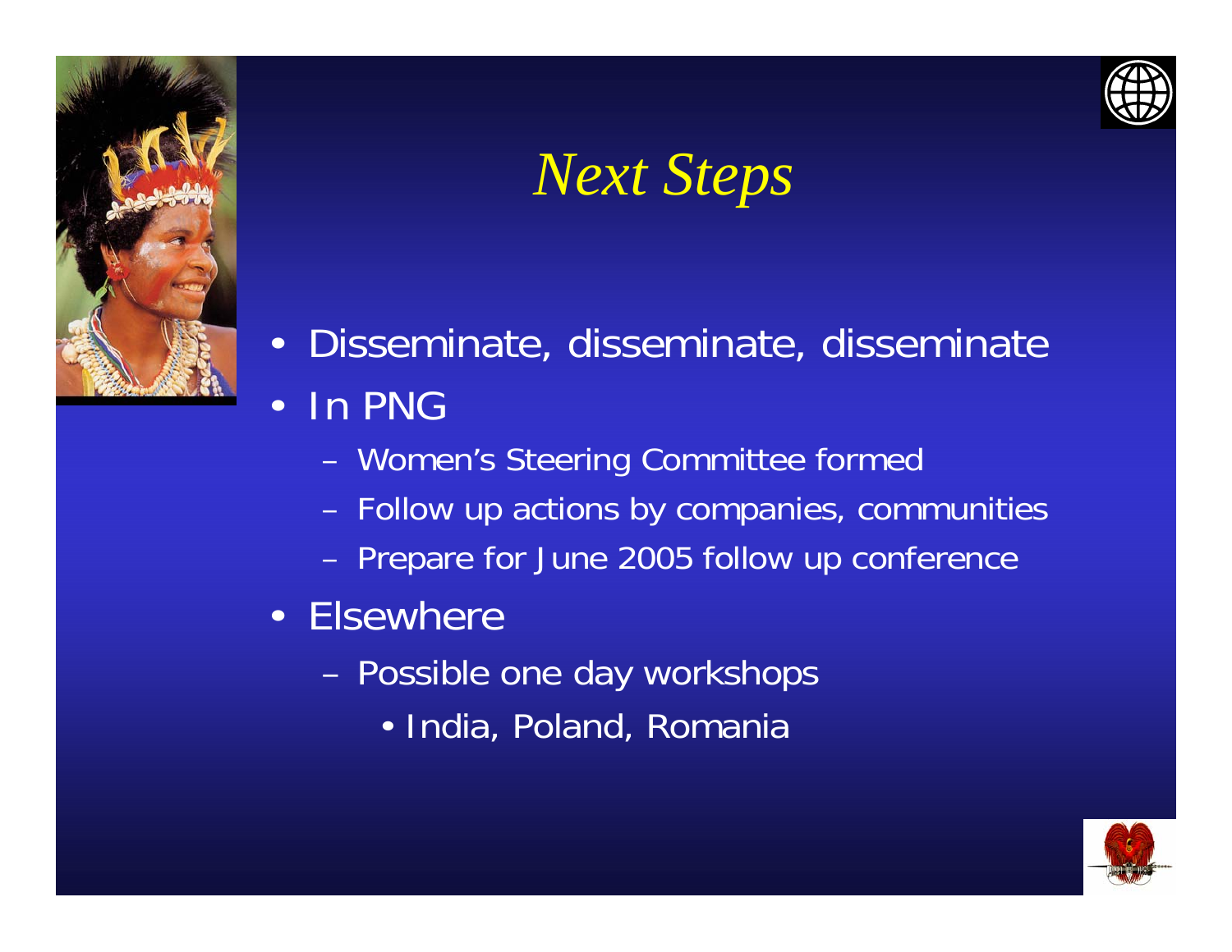# *Next Steps*

- Disseminate, disseminate, disseminate
- In PNG
  - Women's Steering Committee formed
  - Follow up actions by companies, communities
  - Prepare for June 2005 follow up conference
- Elsewhere
  - Possible one day workshops
    - India, Poland, Romania